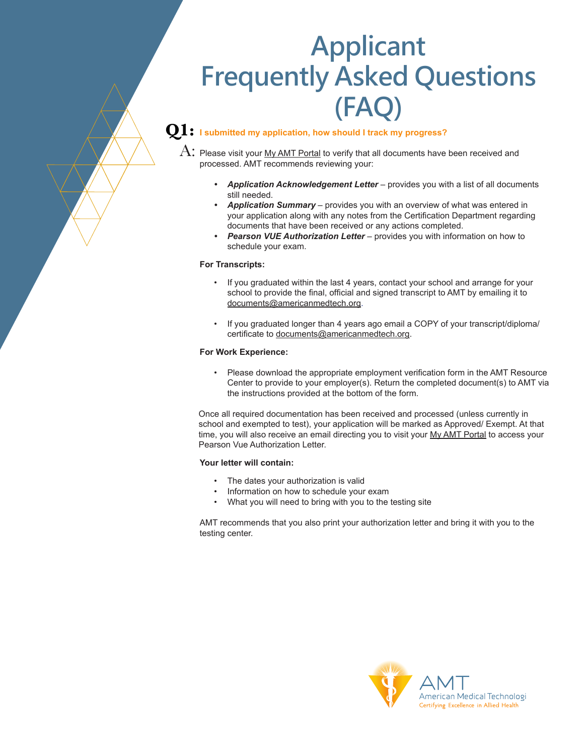# Applicant Frequently Asked Questions (FAQ)

**Q1: I submitted my application, how should I track my progress?**

A: Please visit your My AMT Portal to verify that all documents have been received and processed. AMT recommends reviewing your:

- ***Application Acknowledgement Letter*** – provides you with a list of all documents still needed.
- ***Application Summary*** – provides you with an overview of what was entered in your application along with any notes from the Certification Department regarding documents that have been received or any actions completed.
- ***Pearson VUE Authorization Letter*** – provides you with information on how to schedule your exam.

**For Transcripts:**

- If you graduated within the last 4 years, contact your school and arrange for your school to provide the final, official and signed transcript to AMT by emailing it to documents@americanmedtech.org.
- If you graduated longer than 4 years ago email a COPY of your transcript/diploma/certificate to documents@americanmedtech.org.

**For Work Experience:**

- Please download the appropriate employment verification form in the AMT Resource Center to provide to your employer(s). Return the completed document(s) to AMT via the instructions provided at the bottom of the form.

Once all required documentation has been received and processed (unless currently in school and exempted to test), your application will be marked as Approved/ Exempt. At that time, you will also receive an email directing you to visit your My AMT Portal to access your Pearson Vue Authorization Letter.

**Your letter will contain:**

- The dates your authorization is valid
- Information on how to schedule your exam
- What you will need to bring with you to the testing site

AMT recommends that you also print your authorization letter and bring it with you to the testing center.

AMT American Medical Technologi Certifying Excellence in Allied Health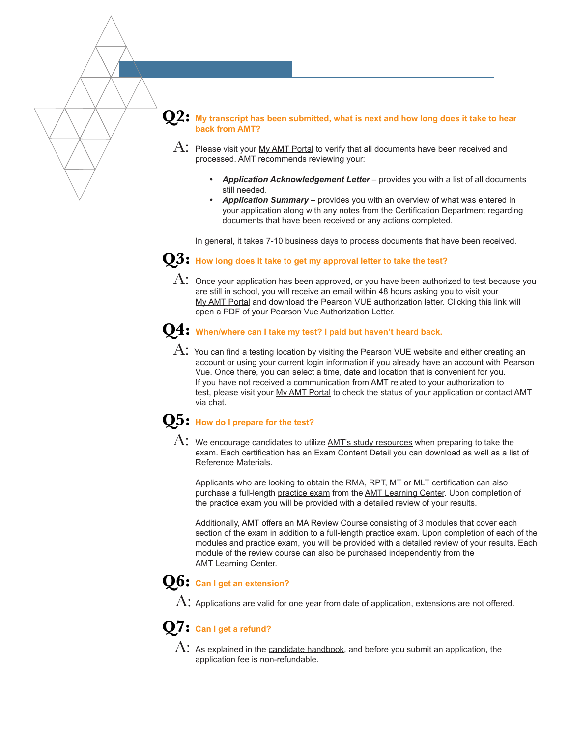**Q2: My transcript has been submitted, what is next and how long does it take to hear back from AMT?**

A: Please visit your My AMT Portal to verify that all documents have been received and processed. AMT recommends reviewing your:

- ***Application Acknowledgement Letter*** – provides you with a list of all documents still needed.
- ***Application Summary*** – provides you with an overview of what was entered in your application along with any notes from the Certification Department regarding documents that have been received or any actions completed.

In general, it takes 7-10 business days to process documents that have been received.

**Q3: How long does it take to get my approval letter to take the test?**

A: Once your application has been approved, or you have been authorized to test because you are still in school, you will receive an email within 48 hours asking you to visit your My AMT Portal and download the Pearson VUE authorization letter. Clicking this link will open a PDF of your Pearson Vue Authorization Letter.

**Q4: When/where can I take my test? I paid but haven't heard back.**

A: You can find a testing location by visiting the Pearson VUE website and either creating an account or using your current login information if you already have an account with Pearson Vue. Once there, you can select a time, date and location that is convenient for you. If you have not received a communication from AMT related to your authorization to test, please visit your My AMT Portal to check the status of your application or contact AMT via chat.

**Q5: How do I prepare for the test?**

A: We encourage candidates to utilize AMT's study resources when preparing to take the exam. Each certification has an Exam Content Detail you can download as well as a list of Reference Materials.

Applicants who are looking to obtain the RMA, RPT, MT or MLT certification can also purchase a full-length practice exam from the AMT Learning Center. Upon completion of the practice exam you will be provided with a detailed review of your results.

Additionally, AMT offers an MA Review Course consisting of 3 modules that cover each section of the exam in addition to a full-length practice exam. Upon completion of each of the modules and practice exam, you will be provided with a detailed review of your results. Each module of the review course can also be purchased independently from the AMT Learning Center.

**Q6: Can I get an extension?**

A: Applications are valid for one year from date of application, extensions are not offered.

**Q7: Can I get a refund?**

A: As explained in the candidate handbook, and before you submit an application, the application fee is non-refundable.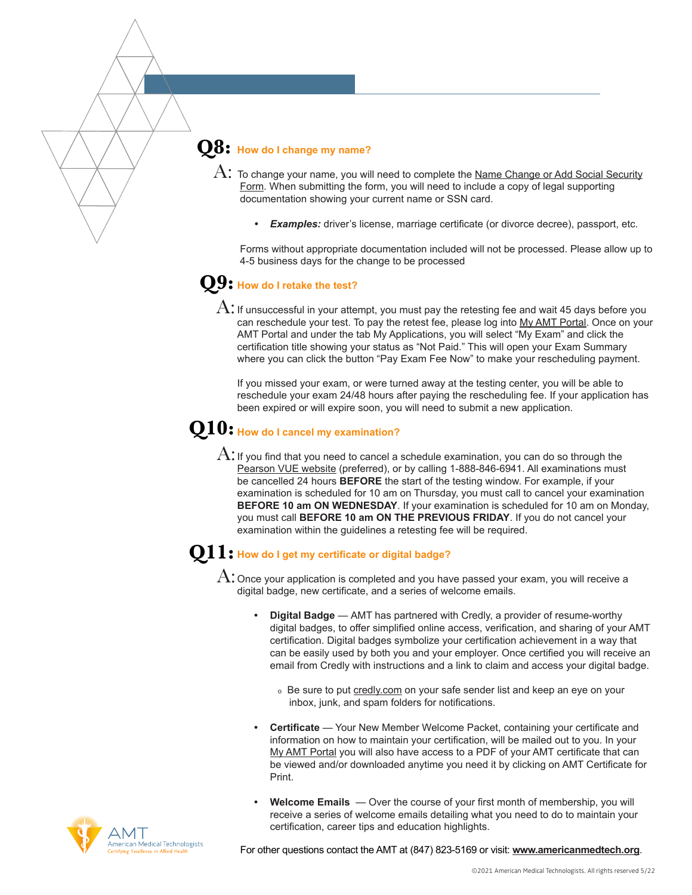## Q8: How do I change my name?

**A:** To change your name, you will need to complete the Name Change or Add Social Security Form. When submitting the form, you will need to include a copy of legal supporting documentation showing your current name or SSN card.

- ***Examples:*** driver's license, marriage certificate (or divorce decree), passport, etc.

Forms without appropriate documentation included will not be processed. Please allow up to 4-5 business days for the change to be processed

## Q9: How do I retake the test?

**A:** If unsuccessful in your attempt, you must pay the retesting fee and wait 45 days before you can reschedule your test. To pay the retest fee, please log into My AMT Portal. Once on your AMT Portal and under the tab My Applications, you will select "My Exam" and click the certification title showing your status as "Not Paid." This will open your Exam Summary where you can click the button "Pay Exam Fee Now" to make your rescheduling payment.

If you missed your exam, or were turned away at the testing center, you will be able to reschedule your exam 24/48 hours after paying the rescheduling fee. If your application has been expired or will expire soon, you will need to submit a new application.

## Q10: How do I cancel my examination?

**A:** If you find that you need to cancel a schedule examination, you can do so through the Pearson VUE website (preferred), or by calling 1-888-846-6941. All examinations must be cancelled 24 hours **BEFORE** the start of the testing window. For example, if your examination is scheduled for 10 am on Thursday, you must call to cancel your examination **BEFORE 10 am ON WEDNESDAY**. If your examination is scheduled for 10 am on Monday, you must call **BEFORE 10 am ON THE PREVIOUS FRIDAY**. If you do not cancel your examination within the guidelines a retesting fee will be required.

## Q11: How do I get my certificate or digital badge?

**A:** Once your application is completed and you have passed your exam, you will receive a digital badge, new certificate, and a series of welcome emails.

- **Digital Badge** — AMT has partnered with Credly, a provider of resume-worthy digital badges, to offer simplified online access, verification, and sharing of your AMT certification. Digital badges symbolize your certification achievement in a way that can be easily used by both you and your employer. Once certified you will receive an email from Credly with instructions and a link to claim and access your digital badge.
  - Be sure to put credly.com on your safe sender list and keep an eye on your inbox, junk, and spam folders for notifications.
- **Certificate** — Your New Member Welcome Packet, containing your certificate and information on how to maintain your certification, will be mailed out to you. In your My AMT Portal you will also have access to a PDF of your AMT certificate that can be viewed and/or downloaded anytime you need it by clicking on AMT Certificate for Print.
- **Welcome Emails** — Over the course of your first month of membership, you will receive a series of welcome emails detailing what you need to do to maintain your certification, career tips and education highlights.

AMT American Medical Technologists Certifying Excellence in Allied Health

For other questions contact the AMT at (847) 823-5169 or visit: **www.americanmedtech.org**.

©2021 American Medical Technologists. All rights reserved 5/22